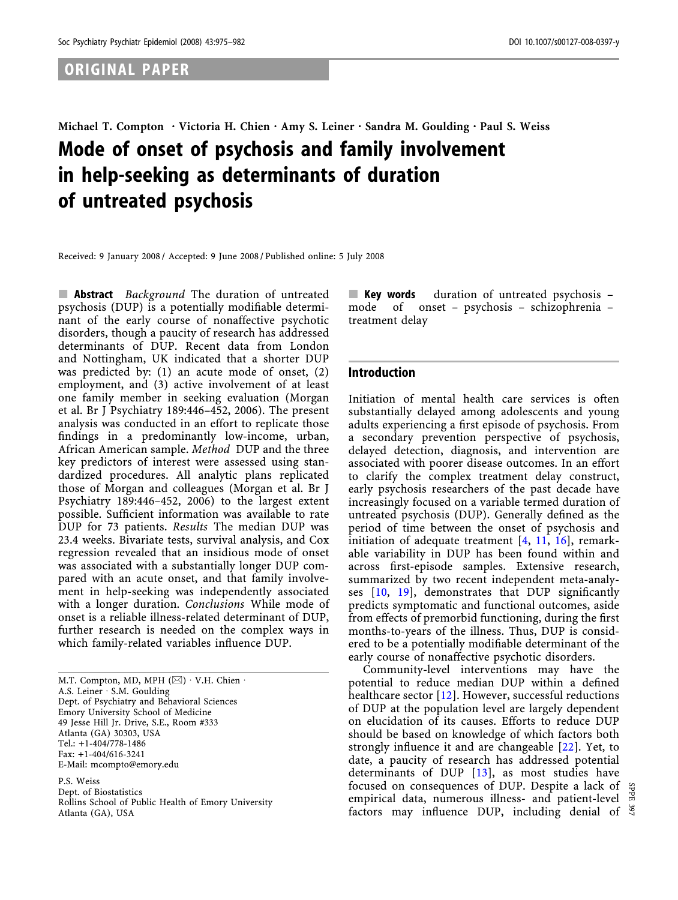ORIGINAL PAPER

Michael T. Compton · Victoria H. Chien · Amy S. Leiner · Sandra M. Goulding · Paul S. Weiss

# Mode of onset of psychosis and family involvement in help-seeking as determinants of duration of untreated psychosis

Received: 9 January 2008 / Accepted: 9 June 2008 / Published online: 5 July 2008

**Abstract** *Background* The duration of untreated psychosis (DUP) is a potentially modifiable determinant of the early course of nonaffective psychotic disorders, though a paucity of research has addressed determinants of DUP. Recent data from London and Nottingham, UK indicated that a shorter DUP was predicted by: (1) an acute mode of onset, (2) employment, and (3) active involvement of at least one family member in seeking evaluation (Morgan et al. Br J Psychiatry 189:446–452, 2006). The present analysis was conducted in an effort to replicate those findings in a predominantly low-income, urban, African American sample. *Method* DUP and the three key predictors of interest were assessed using standardized procedures. All analytic plans replicated those of Morgan and colleagues (Morgan et al. Br J Psychiatry 189:446–452, 2006) to the largest extent possible. Sufficient information was available to rate DUP for 73 patients. *Results* The median DUP was 23.4 weeks. Bivariate tests, survival analysis, and Cox regression revealed that an insidious mode of onset was associated with a substantially longer DUP compared with an acute onset, and that family involvement in help-seeking was independently associated with a longer duration. *Conclusions* While mode of onset is a reliable illness-related determinant of DUP, further research is needed on the complex ways in which family-related variables influence DUP.

**Key words** duration of untreated psychosis – mode of onset – psychosis – schizophrenia – treatment delay

M.T. Compton, MD, MPH (✉) · V.H. Chien · A.S. Leiner · S.M. Goulding
Dept. of Psychiatry and Behavioral Sciences
Emory University School of Medicine
49 Jesse Hill Jr. Drive, S.E., Room #333
Atlanta (GA) 30303, USA
Tel.: +1-404/778-1486
Fax: +1-404/616-3241
E-Mail: mcompto@emory.edu

P.S. Weiss
Dept. of Biostatistics
Rollins School of Public Health of Emory University
Atlanta (GA), USA

## Introduction

Initiation of mental health care services is often substantially delayed among adolescents and young adults experiencing a first episode of psychosis. From a secondary prevention perspective of psychosis, delayed detection, diagnosis, and intervention are associated with poorer disease outcomes. In an effort to clarify the complex treatment delay construct, early psychosis researchers of the past decade have increasingly focused on a variable termed duration of untreated psychosis (DUP). Generally defined as the period of time between the onset of psychosis and initiation of adequate treatment [4, 11, 16], remarkable variability in DUP has been found within and across first-episode samples. Extensive research, summarized by two recent independent meta-analyses [10, 19], demonstrates that DUP significantly predicts symptomatic and functional outcomes, aside from effects of premorbid functioning, during the first months-to-years of the illness. Thus, DUP is considered to be a potentially modifiable determinant of the early course of nonaffective psychotic disorders.

Community-level interventions may have the potential to reduce median DUP within a defined healthcare sector [12]. However, successful reductions of DUP at the population level are largely dependent on elucidation of its causes. Efforts to reduce DUP should be based on knowledge of which factors both strongly influence it and are changeable [22]. Yet, to date, a paucity of research has addressed potential determinants of DUP [13], as most studies have focused on consequences of DUP. Despite a lack of empirical data, numerous illness- and patient-level factors may influence DUP, including denial of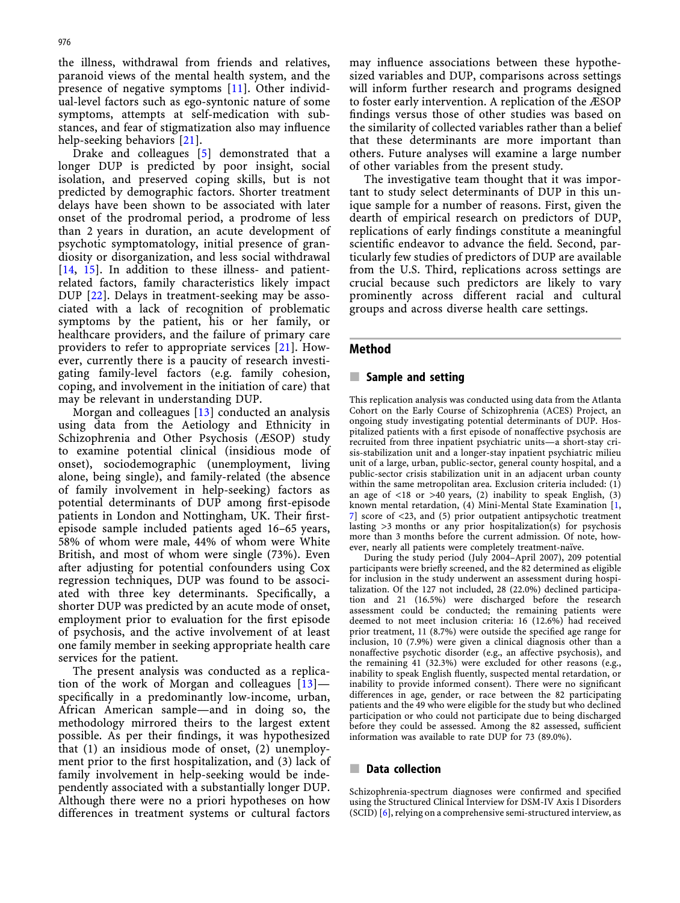the illness, withdrawal from friends and relatives, paranoid views of the mental health system, and the presence of negative symptoms [11]. Other individual-level factors such as ego-syntonic nature of some symptoms, attempts at self-medication with substances, and fear of stigmatization also may influence help-seeking behaviors [21].

Drake and colleagues [5] demonstrated that a longer DUP is predicted by poor insight, social isolation, and preserved coping skills, but is not predicted by demographic factors. Shorter treatment delays have been shown to be associated with later onset of the prodromal period, a prodrome of less than 2 years in duration, an acute development of psychotic symptomatology, initial presence of grandiosity or disorganization, and less social withdrawal [14, 15]. In addition to these illness- and patient-related factors, family characteristics likely impact DUP [22]. Delays in treatment-seeking may be associated with a lack of recognition of problematic symptoms by the patient, his or her family, or healthcare providers, and the failure of primary care providers to refer to appropriate services [21]. However, currently there is a paucity of research investigating family-level factors (e.g. family cohesion, coping, and involvement in the initiation of care) that may be relevant in understanding DUP.

Morgan and colleagues [13] conducted an analysis using data from the Aetiology and Ethnicity in Schizophrenia and Other Psychosis (ÆSOP) study to examine potential clinical (insidious mode of onset), sociodemographic (unemployment, living alone, being single), and family-related (the absence of family involvement in help-seeking) factors as potential determinants of DUP among first-episode patients in London and Nottingham, UK. Their first-episode sample included patients aged 16–65 years, 58% of whom were male, 44% of whom were White British, and most of whom were single (73%). Even after adjusting for potential confounders using Cox regression techniques, DUP was found to be associated with three key determinants. Specifically, a shorter DUP was predicted by an acute mode of onset, employment prior to evaluation for the first episode of psychosis, and the active involvement of at least one family member in seeking appropriate health care services for the patient.

The present analysis was conducted as a replication of the work of Morgan and colleagues [13]—specifically in a predominantly low-income, urban, African American sample—and in doing so, the methodology mirrored theirs to the largest extent possible. As per their findings, it was hypothesized that (1) an insidious mode of onset, (2) unemployment prior to the first hospitalization, and (3) lack of family involvement in help-seeking would be independently associated with a substantially longer DUP. Although there were no a priori hypotheses on how differences in treatment systems or cultural factors may influence associations between these hypothesized variables and DUP, comparisons across settings will inform further research and programs designed to foster early intervention. A replication of the ÆSOP findings versus those of other studies was based on the similarity of collected variables rather than a belief that these determinants are more important than others. Future analyses will examine a large number of other variables from the present study.

The investigative team thought that it was important to study select determinants of DUP in this unique sample for a number of reasons. First, given the dearth of empirical research on predictors of DUP, replications of early findings constitute a meaningful scientific endeavor to advance the field. Second, particularly few studies of predictors of DUP are available from the U.S. Third, replications across settings are crucial because such predictors are likely to vary prominently across different racial and cultural groups and across diverse health care settings.

## Method

### Sample and setting

This replication analysis was conducted using data from the Atlanta Cohort on the Early Course of Schizophrenia (ACES) Project, an ongoing study investigating potential determinants of DUP. Hospitalized patients with a first episode of nonaffective psychosis are recruited from three inpatient psychiatric units—a short-stay crisis-stabilization unit and a longer-stay inpatient psychiatric milieu unit of a large, urban, public-sector, general county hospital, and a public-sector crisis stabilization unit in an adjacent urban county within the same metropolitan area. Exclusion criteria included: (1) an age of <18 or >40 years, (2) inability to speak English, (3) known mental retardation, (4) Mini-Mental State Examination [1, 7] score of <23, and (5) prior outpatient antipsychotic treatment lasting >3 months or any prior hospitalization(s) for psychosis more than 3 months before the current admission. Of note, however, nearly all patients were completely treatment-naïve.

During the study period (July 2004–April 2007), 209 potential participants were briefly screened, and the 82 determined as eligible for inclusion in the study underwent an assessment during hospitalization. Of the 127 not included, 28 (22.0%) declined participation and 21 (16.5%) were discharged before the research assessment could be conducted; the remaining patients were deemed to not meet inclusion criteria: 16 (12.6%) had received prior treatment, 11 (8.7%) were outside the specified age range for inclusion, 10 (7.9%) were given a clinical diagnosis other than a nonaffective psychotic disorder (e.g., an affective psychosis), and the remaining 41 (32.3%) were excluded for other reasons (e.g., inability to speak English fluently, suspected mental retardation, or inability to provide informed consent). There were no significant differences in age, gender, or race between the 82 participating patients and the 49 who were eligible for the study but who declined participation or who could not participate due to being discharged before they could be assessed. Among the 82 assessed, sufficient information was available to rate DUP for 73 (89.0%).

### Data collection

Schizophrenia-spectrum diagnoses were confirmed and specified using the Structured Clinical Interview for DSM-IV Axis I Disorders (SCID) [6], relying on a comprehensive semi-structured interview, as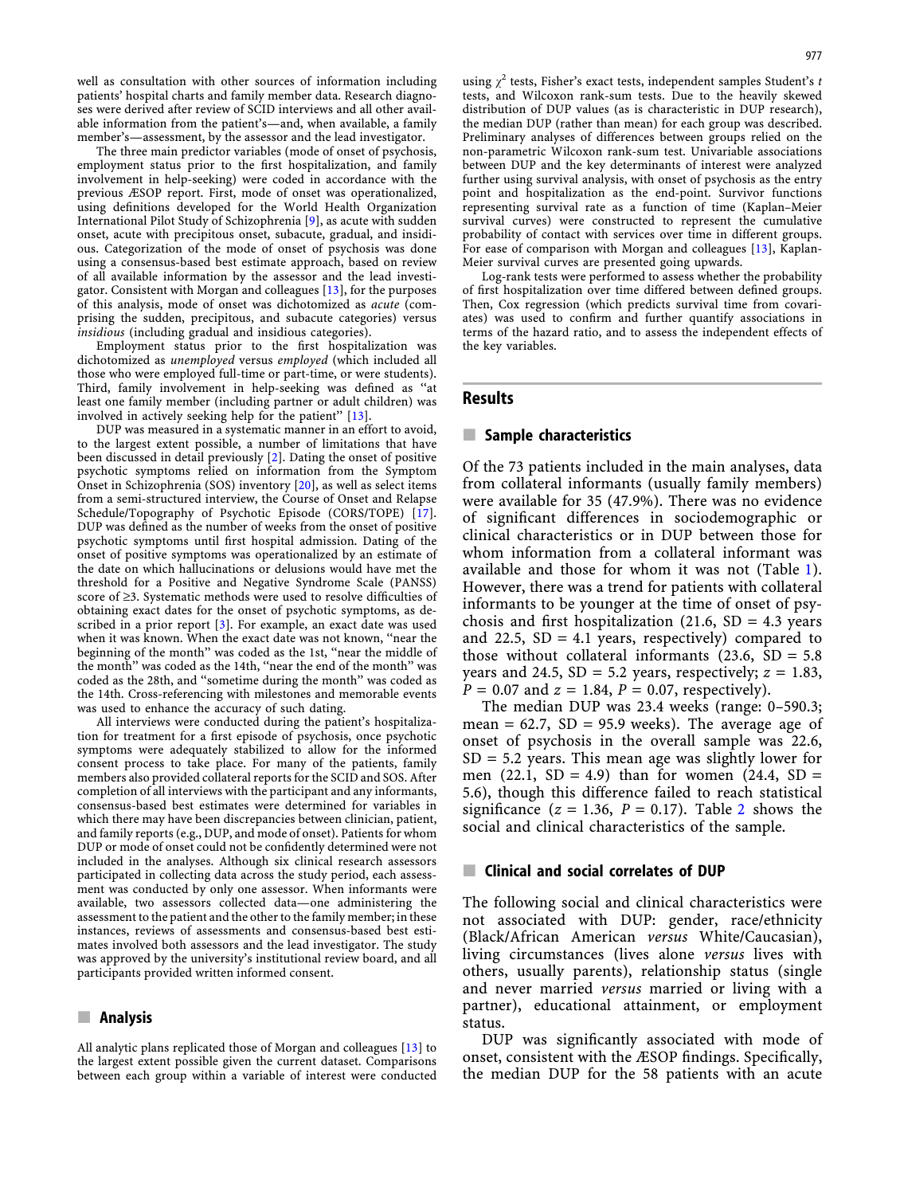well as consultation with other sources of information including patients' hospital charts and family member data. Research diagnoses were derived after review of SCID interviews and all other available information from the patient's—and, when available, a family member's—assessment, by the assessor and the lead investigator.

The three main predictor variables (mode of onset of psychosis, employment status prior to the first hospitalization, and family involvement in help-seeking) were coded in accordance with the previous ÆSOP report. First, mode of onset was operationalized, using definitions developed for the World Health Organization International Pilot Study of Schizophrenia [9], as acute with sudden onset, acute with precipitous onset, subacute, gradual, and insidious. Categorization of the mode of onset of psychosis was done using a consensus-based best estimate approach, based on review of all available information by the assessor and the lead investigator. Consistent with Morgan and colleagues [13], for the purposes of this analysis, mode of onset was dichotomized as *acute* (comprising the sudden, precipitous, and subacute categories) versus *insidious* (including gradual and insidious categories).

Employment status prior to the first hospitalization was dichotomized as *unemployed* versus *employed* (which included all those who were employed full-time or part-time, or were students). Third, family involvement in help-seeking was defined as "at least one family member (including partner or adult children) was involved in actively seeking help for the patient" [13].

DUP was measured in a systematic manner in an effort to avoid, to the largest extent possible, a number of limitations that have been discussed in detail previously [2]. Dating the onset of positive psychotic symptoms relied on information from the Symptom Onset in Schizophrenia (SOS) inventory [20], as well as select items from a semi-structured interview, the Course of Onset and Relapse Schedule/Topography of Psychotic Episode (CORS/TOPE) [17]. DUP was defined as the number of weeks from the onset of positive psychotic symptoms until first hospital admission. Dating of the onset of positive symptoms was operationalized by an estimate of the date on which hallucinations or delusions would have met the threshold for a Positive and Negative Syndrome Scale (PANSS) score of ≥3. Systematic methods were used to resolve difficulties of obtaining exact dates for the onset of psychotic symptoms, as described in a prior report [3]. For example, an exact date was used when it was known. When the exact date was not known, "near the beginning of the month" was coded as the 1st, "near the middle of the month" was coded as the 14th, "near the end of the month" was coded as the 28th, and "sometime during the month" was coded as the 14th. Cross-referencing with milestones and memorable events was used to enhance the accuracy of such dating.

All interviews were conducted during the patient's hospitalization for treatment for a first episode of psychosis, once psychotic symptoms were adequately stabilized to allow for the informed consent process to take place. For many of the patients, family members also provided collateral reports for the SCID and SOS. After completion of all interviews with the participant and any informants, consensus-based best estimates were determined for variables in which there may have been discrepancies between clinician, patient, and family reports (e.g., DUP, and mode of onset). Patients for whom DUP or mode of onset could not be confidently determined were not included in the analyses. Although six clinical research assessors participated in collecting data across the study period, each assessment was conducted by only one assessor. When informants were available, two assessors collected data—one administering the assessment to the patient and the other to the family member; in these instances, reviews of assessments and consensus-based best estimates involved both assessors and the lead investigator. The study was approved by the university's institutional review board, and all participants provided written informed consent.

## Analysis

All analytic plans replicated those of Morgan and colleagues [13] to the largest extent possible given the current dataset. Comparisons between each group within a variable of interest were conducted using $\chi^2$ tests, Fisher's exact tests, independent samples Student's *t* tests, and Wilcoxon rank-sum tests. Due to the heavily skewed distribution of DUP values (as is characteristic in DUP research), the median DUP (rather than mean) for each group was described. Preliminary analyses of differences between groups relied on the non-parametric Wilcoxon rank-sum test. Univariable associations between DUP and the key determinants of interest were analyzed further using survival analysis, with onset of psychosis as the entry point and hospitalization as the end-point. Survivor functions representing survival rate as a function of time (Kaplan–Meier survival curves) were constructed to represent the cumulative probability of contact with services over time in different groups. For ease of comparison with Morgan and colleagues [13], Kaplan-Meier survival curves are presented going upwards.

Log-rank tests were performed to assess whether the probability of first hospitalization over time differed between defined groups. Then, Cox regression (which predicts survival time from covariates) was used to confirm and further quantify associations in terms of the hazard ratio, and to assess the independent effects of the key variables.

# Results

## Sample characteristics

Of the 73 patients included in the main analyses, data from collateral informants (usually family members) were available for 35 (47.9%). There was no evidence of significant differences in sociodemographic or clinical characteristics or in DUP between those for whom information from a collateral informant was available and those for whom it was not (Table 1). However, there was a trend for patients with collateral informants to be younger at the time of onset of psychosis and first hospitalization (21.6, SD = 4.3 years and 22.5, SD = 4.1 years, respectively) compared to those without collateral informants (23.6, SD = 5.8 years and 24.5, SD = 5.2 years, respectively; $z = 1.83$, $P = 0.07$ and $z = 1.84$, $P = 0.07$, respectively).

The median DUP was 23.4 weeks (range: 0–590.3; mean = 62.7, SD = 95.9 weeks). The average age of onset of psychosis in the overall sample was 22.6, SD = 5.2 years. This mean age was slightly lower for men (22.1, SD = 4.9) than for women (24.4, SD = 5.6), though this difference failed to reach statistical significance ($z = 1.36$, $P = 0.17$). Table 2 shows the social and clinical characteristics of the sample.

## Clinical and social correlates of DUP

The following social and clinical characteristics were not associated with DUP: gender, race/ethnicity (Black/African American *versus* White/Caucasian), living circumstances (lives alone *versus* lives with others, usually parents), relationship status (single and never married *versus* married or living with a partner), educational attainment, or employment status.

DUP was significantly associated with mode of onset, consistent with the ÆSOP findings. Specifically, the median DUP for the 58 patients with an acute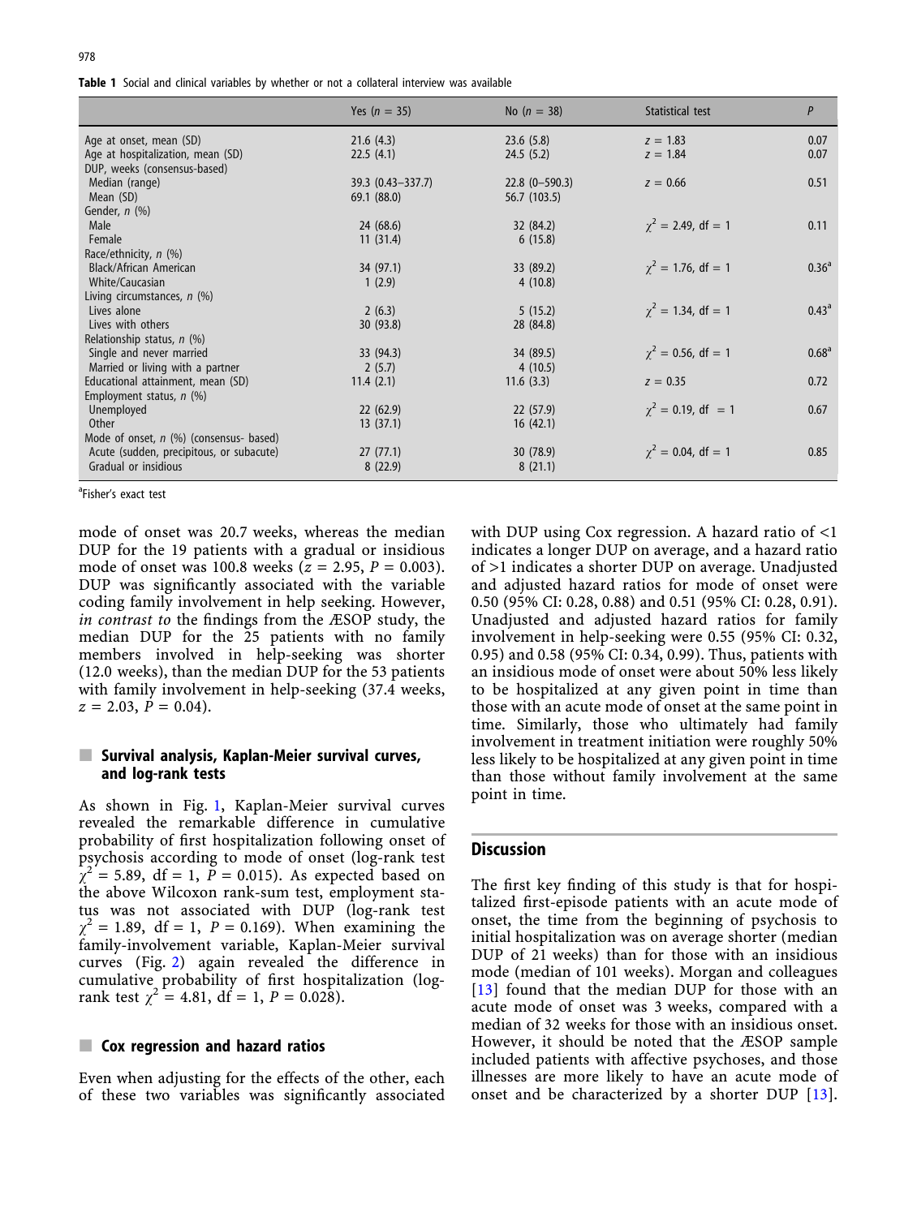**Table 1** Social and clinical variables by whether or not a collateral interview was available

| | Yes ($n$ = 35) | No ($n$ = 38) | Statistical test | $P$ |
|---|---|---|---|---|
| Age at onset, mean (SD) | 21.6 (4.3) | 23.6 (5.8) | $z$ = 1.83 | 0.07 |
| Age at hospitalization, mean (SD) | 22.5 (4.1) | 24.5 (5.2) | $z$ = 1.84 | 0.07 |
| DUP, weeks (consensus-based) | | | | |
| Median (range) | 39.3 (0.43–337.7) | 22.8 (0–590.3) | $z$ = 0.66 | 0.51 |
| Mean (SD) | 69.1 (88.0) | 56.7 (103.5) | | |
| Gender, $n$ (%) | | | | |
| Male | 24 (68.6) | 32 (84.2) | $\chi^2$ = 2.49, df = 1 | 0.11 |
| Female | 11 (31.4) | 6 (15.8) | | |
| Race/ethnicity, $n$ (%) | | | | |
| Black/African American | 34 (97.1) | 33 (89.2) | $\chi^2$ = 1.76, df = 1 | 0.36[a] |
| White/Caucasian | 1 (2.9) | 4 (10.8) | | |
| Living circumstances, $n$ (%) | | | | |
| Lives alone | 2 (6.3) | 5 (15.2) | $\chi^2$ = 1.34, df = 1 | 0.43[a] |
| Lives with others | 30 (93.8) | 28 (84.8) | | |
| Relationship status, $n$ (%) | | | | |
| Single and never married | 33 (94.3) | 34 (89.5) | $\chi^2$ = 0.56, df = 1 | 0.68[a] |
| Married or living with a partner | 2 (5.7) | 4 (10.5) | | |
| Educational attainment, mean (SD) | 11.4 (2.1) | 11.6 (3.3) | $z$ = 0.35 | 0.72 |
| Employment status, $n$ (%) | | | | |
| Unemployed | 22 (62.9) | 22 (57.9) | $\chi^2$ = 0.19, df = 1 | 0.67 |
| Other | 13 (37.1) | 16 (42.1) | | |
| Mode of onset, $n$ (%) (consensus- based) | | | | |
| Acute (sudden, precipitous, or subacute) | 27 (77.1) | 30 (78.9) | $\chi^2$ = 0.04, df = 1 | 0.85 |
| Gradual or insidious | 8 (22.9) | 8 (21.1) | | |

[a]Fisher's exact test

mode of onset was 20.7 weeks, whereas the median DUP for the 19 patients with a gradual or insidious mode of onset was 100.8 weeks ($z$ = 2.95, $P$ = 0.003). DUP was significantly associated with the variable coding family involvement in help seeking. However, *in contrast to* the findings from the ÆSOP study, the median DUP for the 25 patients with no family members involved in help-seeking was shorter (12.0 weeks), than the median DUP for the 53 patients with family involvement in help-seeking (37.4 weeks, $z$ = 2.03, $P$ = 0.04).

## Survival analysis, Kaplan-Meier survival curves, and log-rank tests

As shown in Fig. 1, Kaplan-Meier survival curves revealed the remarkable difference in cumulative probability of first hospitalization following onset of psychosis according to mode of onset (log-rank test $\chi^2$ = 5.89, df = 1, $P$ = 0.015). As expected based on the above Wilcoxon rank-sum test, employment status was not associated with DUP (log-rank test $\chi^2$ = 1.89, df = 1, $P$ = 0.169). When examining the family-involvement variable, Kaplan-Meier survival curves (Fig. 2) again revealed the difference in cumulative probability of first hospitalization (log-rank test $\chi^2$ = 4.81, df = 1, $P$ = 0.028).

## Cox regression and hazard ratios

Even when adjusting for the effects of the other, each of these two variables was significantly associated with DUP using Cox regression. A hazard ratio of <1 indicates a longer DUP on average, and a hazard ratio of >1 indicates a shorter DUP on average. Unadjusted and adjusted hazard ratios for mode of onset were 0.50 (95% CI: 0.28, 0.88) and 0.51 (95% CI: 0.28, 0.91). Unadjusted and adjusted hazard ratios for family involvement in help-seeking were 0.55 (95% CI: 0.32, 0.95) and 0.58 (95% CI: 0.34, 0.99). Thus, patients with an insidious mode of onset were about 50% less likely to be hospitalized at any given point in time than those with an acute mode of onset at the same point in time. Similarly, those who ultimately had family involvement in treatment initiation were roughly 50% less likely to be hospitalized at any given point in time than those without family involvement at the same point in time.

# Discussion

The first key finding of this study is that for hospitalized first-episode patients with an acute mode of onset, the time from the beginning of psychosis to initial hospitalization was on average shorter (median DUP of 21 weeks) than for those with an insidious mode (median of 101 weeks). Morgan and colleagues [13] found that the median DUP for those with an acute mode of onset was 3 weeks, compared with a median of 32 weeks for those with an insidious onset. However, it should be noted that the ÆSOP sample included patients with affective psychoses, and those illnesses are more likely to have an acute mode of onset and be characterized by a shorter DUP [13].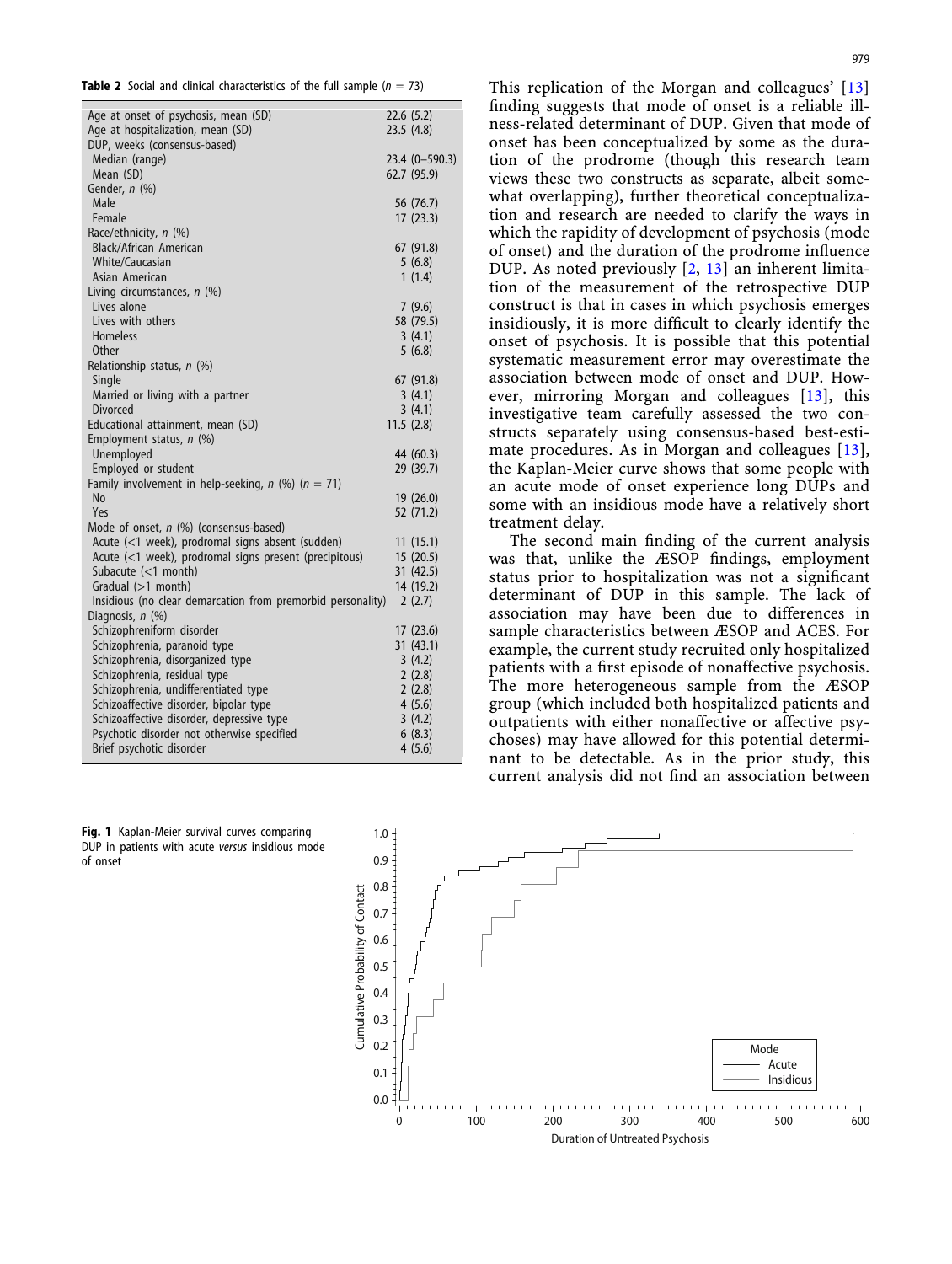**Table 2** Social and clinical characteristics of the full sample ($n$ = 73)

| | |
|---|---|
| Age at onset of psychosis, mean (SD) | 22.6 (5.2) |
| Age at hospitalization, mean (SD) | 23.5 (4.8) |
| DUP, weeks (consensus-based) | |
| Median (range) | 23.4 (0–590.3) |
| Mean (SD) | 62.7 (95.9) |
| Gender, $n$ (%) | |
| Male | 56 (76.7) |
| Female | 17 (23.3) |
| Race/ethnicity, $n$ (%) | |
| Black/African American | 67 (91.8) |
| White/Caucasian | 5 (6.8) |
| Asian American | 1 (1.4) |
| Living circumstances, $n$ (%) | |
| Lives alone | 7 (9.6) |
| Lives with others | 58 (79.5) |
| Homeless | 3 (4.1) |
| Other | 5 (6.8) |
| Relationship status, $n$ (%) | |
| Single | 67 (91.8) |
| Married or living with a partner | 3 (4.1) |
| Divorced | 3 (4.1) |
| Educational attainment, mean (SD) | 11.5 (2.8) |
| Employment status, $n$ (%) | |
| Unemployed | 44 (60.3) |
| Employed or student | 29 (39.7) |
| Family involvement in help-seeking, $n$ (%) ($n$ = 71) | |
| No | 19 (26.0) |
| Yes | 52 (71.2) |
| Mode of onset, $n$ (%) (consensus-based) | |
| Acute (<1 week), prodromal signs absent (sudden) | 11 (15.1) |
| Acute (<1 week), prodromal signs present (precipitous) | 15 (20.5) |
| Subacute (<1 month) | 31 (42.5) |
| Gradual (>1 month) | 14 (19.2) |
| Insidious (no clear demarcation from premorbid personality) | 2 (2.7) |
| Diagnosis, $n$ (%) | |
| Schizophreniform disorder | 17 (23.6) |
| Schizophrenia, paranoid type | 31 (43.1) |
| Schizophrenia, disorganized type | 3 (4.2) |
| Schizophrenia, residual type | 2 (2.8) |
| Schizophrenia, undifferentiated type | 2 (2.8) |
| Schizoaffective disorder, bipolar type | 4 (5.6) |
| Schizoaffective disorder, depressive type | 3 (4.2) |
| Psychotic disorder not otherwise specified | 6 (8.3) |
| Brief psychotic disorder | 4 (5.6) |

This replication of the Morgan and colleagues' [13] finding suggests that mode of onset is a reliable illness-related determinant of DUP. Given that mode of onset has been conceptualized by some as the duration of the prodrome (though this research team views these two constructs as separate, albeit somewhat overlapping), further theoretical conceptualization and research are needed to clarify the ways in which the rapidity of development of psychosis (mode of onset) and the duration of the prodrome influence DUP. As noted previously [2, 13] an inherent limitation of the measurement of the retrospective DUP construct is that in cases in which psychosis emerges insidiously, it is more difficult to clearly identify the onset of psychosis. It is possible that this potential systematic measurement error may overestimate the association between mode of onset and DUP. However, mirroring Morgan and colleagues [13], this investigative team carefully assessed the two constructs separately using consensus-based best-estimate procedures. As in Morgan and colleagues [13], the Kaplan-Meier curve shows that some people with an acute mode of onset experience long DUPs and some with an insidious mode have a relatively short treatment delay.

The second main finding of the current analysis was that, unlike the ÆSOP findings, employment status prior to hospitalization was not a significant determinant of DUP in this sample. The lack of association may have been due to differences in sample characteristics between ÆSOP and ACES. For example, the current study recruited only hospitalized patients with a first episode of nonaffective psychosis. The more heterogeneous sample from the ÆSOP group (which included both hospitalized patients and outpatients with either nonaffective or affective psychoses) may have allowed for this potential determinant to be detectable. As in the prior study, this current analysis did not find an association between

Cumulative Probability of Contact
1.0
0.9
0.8
0.7
0.6
0.5
0.4
0.3
0.2
0.1
0.0
0
100
200
300
400
500
600
Duration of Untreated Psychosis
Mode
Acute
Insidious

**Fig. 1** Kaplan-Meier survival curves comparing DUP in patients with acute *versus* insidious mode of onset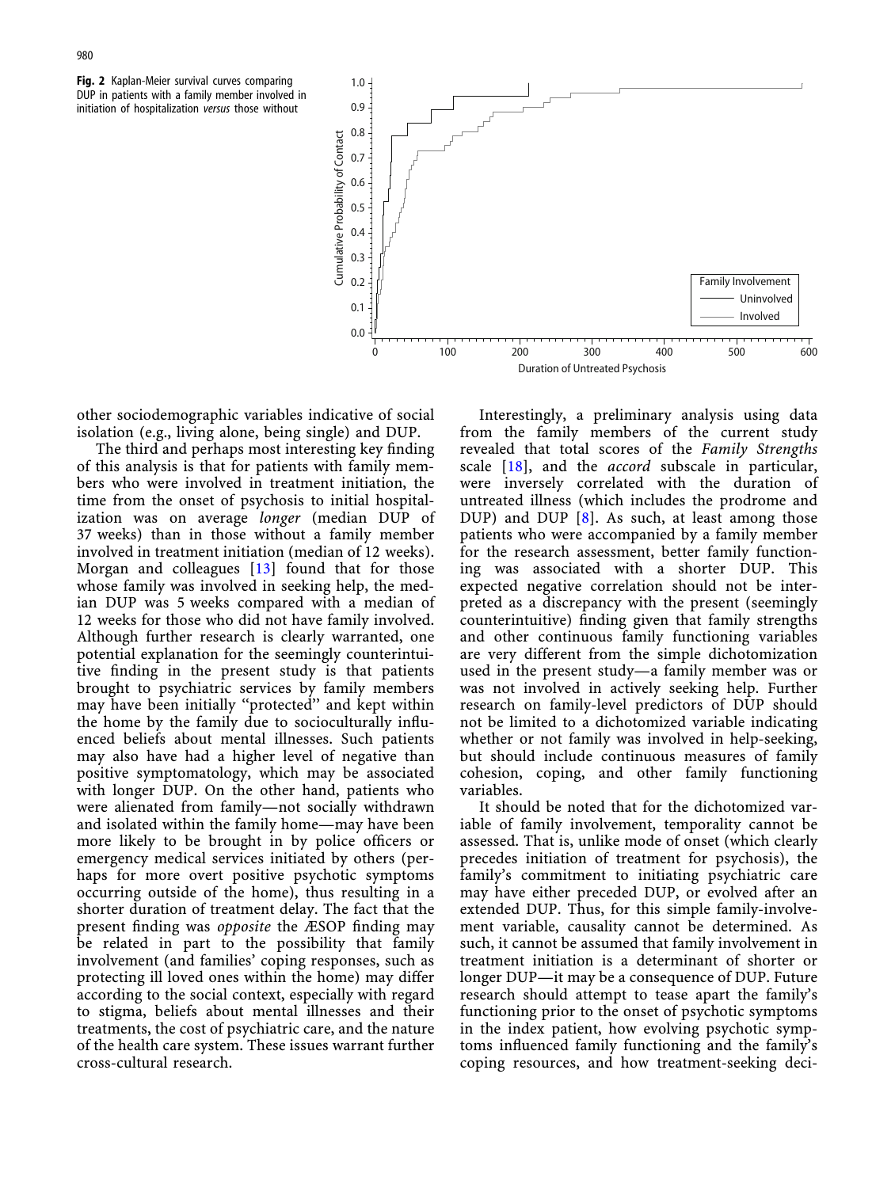**Fig. 2** Kaplan-Meier survival curves comparing DUP in patients with a family member involved in initiation of hospitalization *versus* those without

Cumulative Probability of Contact

1.0
0.9
0.8
0.7
0.6
0.5
0.4
0.3
0.2
0.1
0.0

0 100 200 300 400 500 600

Duration of Untreated Psychosis

Family Involvement
Uninvolved
Involved

other sociodemographic variables indicative of social isolation (e.g., living alone, being single) and DUP.

The third and perhaps most interesting key finding of this analysis is that for patients with family members who were involved in treatment initiation, the time from the onset of psychosis to initial hospitalization was on average *longer* (median DUP of 37 weeks) than in those without a family member involved in treatment initiation (median of 12 weeks). Morgan and colleagues [13] found that for those whose family was involved in seeking help, the median DUP was 5 weeks compared with a median of 12 weeks for those who did not have family involved. Although further research is clearly warranted, one potential explanation for the seemingly counterintuitive finding in the present study is that patients brought to psychiatric services by family members may have been initially "protected" and kept within the home by the family due to socioculturally influenced beliefs about mental illnesses. Such patients may also have had a higher level of negative than positive symptomatology, which may be associated with longer DUP. On the other hand, patients who were alienated from family—not socially withdrawn and isolated within the family home—may have been more likely to be brought in by police officers or emergency medical services initiated by others (perhaps for more overt positive psychotic symptoms occurring outside of the home), thus resulting in a shorter duration of treatment delay. The fact that the present finding was *opposite* the ÆSOP finding may be related in part to the possibility that family involvement (and families' coping responses, such as protecting ill loved ones within the home) may differ according to the social context, especially with regard to stigma, beliefs about mental illnesses and their treatments, the cost of psychiatric care, and the nature of the health care system. These issues warrant further cross-cultural research.

Interestingly, a preliminary analysis using data from the family members of the current study revealed that total scores of the *Family Strengths* scale [18], and the *accord* subscale in particular, were inversely correlated with the duration of untreated illness (which includes the prodrome and DUP) and DUP [8]. As such, at least among those patients who were accompanied by a family member for the research assessment, better family functioning was associated with a shorter DUP. This expected negative correlation should not be interpreted as a discrepancy with the present (seemingly counterintuitive) finding given that family strengths and other continuous family functioning variables are very different from the simple dichotomization used in the present study—a family member was or was not involved in actively seeking help. Further research on family-level predictors of DUP should not be limited to a dichotomized variable indicating whether or not family was involved in help-seeking, but should include continuous measures of family cohesion, coping, and other family functioning variables.

It should be noted that for the dichotomized variable of family involvement, temporality cannot be assessed. That is, unlike mode of onset (which clearly precedes initiation of treatment for psychosis), the family's commitment to initiating psychiatric care may have either preceded DUP, or evolved after an extended DUP. Thus, for this simple family-involvement variable, causality cannot be determined. As such, it cannot be assumed that family involvement in treatment initiation is a determinant of shorter or longer DUP—it may be a consequence of DUP. Future research should attempt to tease apart the family's functioning prior to the onset of psychotic symptoms in the index patient, how evolving psychotic symptoms influenced family functioning and the family's coping resources, and how treatment-seeking deci-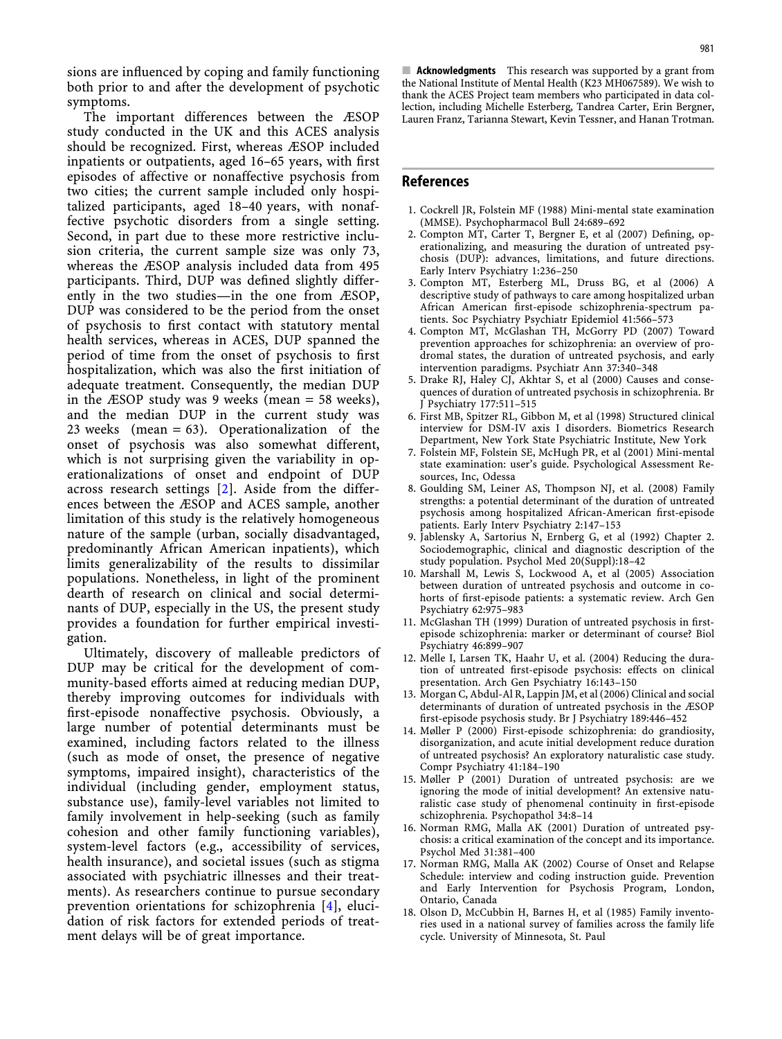sions are influenced by coping and family functioning both prior to and after the development of psychotic symptoms.

The important differences between the ÆSOP study conducted in the UK and this ACES analysis should be recognized. First, whereas ÆSOP included inpatients or outpatients, aged 16–65 years, with first episodes of affective or nonaffective psychosis from two cities; the current sample included only hospitalized participants, aged 18–40 years, with nonaffective psychotic disorders from a single setting. Second, in part due to these more restrictive inclusion criteria, the current sample size was only 73, whereas the ÆSOP analysis included data from 495 participants. Third, DUP was defined slightly differently in the two studies—in the one from ÆSOP, DUP was considered to be the period from the onset of psychosis to first contact with statutory mental health services, whereas in ACES, DUP spanned the period of time from the onset of psychosis to first hospitalization, which was also the first initiation of adequate treatment. Consequently, the median DUP in the ÆSOP study was 9 weeks (mean = 58 weeks), and the median DUP in the current study was 23 weeks (mean = 63). Operationalization of the onset of psychosis was also somewhat different, which is not surprising given the variability in operationalizations of onset and endpoint of DUP across research settings [2]. Aside from the differences between the ÆSOP and ACES sample, another limitation of this study is the relatively homogeneous nature of the sample (urban, socially disadvantaged, predominantly African American inpatients), which limits generalizability of the results to dissimilar populations. Nonetheless, in light of the prominent dearth of research on clinical and social determinants of DUP, especially in the US, the present study provides a foundation for further empirical investigation.

Ultimately, discovery of malleable predictors of DUP may be critical for the development of community-based efforts aimed at reducing median DUP, thereby improving outcomes for individuals with first-episode nonaffective psychosis. Obviously, a large number of potential determinants must be examined, including factors related to the illness (such as mode of onset, the presence of negative symptoms, impaired insight), characteristics of the individual (including gender, employment status, substance use), family-level variables not limited to family involvement in help-seeking (such as family cohesion and other family functioning variables), system-level factors (e.g., accessibility of services, health insurance), and societal issues (such as stigma associated with psychiatric illnesses and their treatments). As researchers continue to pursue secondary prevention orientations for schizophrenia [4], elucidation of risk factors for extended periods of treatment delays will be of great importance.

**Acknowledgments** This research was supported by a grant from the National Institute of Mental Health (K23 MH067589). We wish to thank the ACES Project team members who participated in data collection, including Michelle Esterberg, Tandrea Carter, Erin Bergner, Lauren Franz, Tarianna Stewart, Kevin Tessner, and Hanan Trotman.

## References

1. Cockrell JR, Folstein MF (1988) Mini-mental state examination (MMSE). Psychopharmacol Bull 24:689–692
2. Compton MT, Carter T, Bergner E, et al (2007) Defining, operationalizing, and measuring the duration of untreated psychosis (DUP): advances, limitations, and future directions. Early Interv Psychiatry 1:236–250
3. Compton MT, Esterberg ML, Druss BG, et al (2006) A descriptive study of pathways to care among hospitalized urban African American first-episode schizophrenia-spectrum patients. Soc Psychiatry Psychiatr Epidemiol 41:566–573
4. Compton MT, McGlashan TH, McGorry PD (2007) Toward prevention approaches for schizophrenia: an overview of prodromal states, the duration of untreated psychosis, and early intervention paradigms. Psychiatr Ann 37:340–348
5. Drake RJ, Haley CJ, Akhtar S, et al (2000) Causes and consequences of duration of untreated psychosis in schizophrenia. Br J Psychiatry 177:511–515
6. First MB, Spitzer RL, Gibbon M, et al (1998) Structured clinical interview for DSM-IV axis I disorders. Biometrics Research Department, New York State Psychiatric Institute, New York
7. Folstein MF, Folstein SE, McHugh PR, et al (2001) Mini-mental state examination: user's guide. Psychological Assessment Resources, Inc, Odessa
8. Goulding SM, Leiner AS, Thompson NJ, et al. (2008) Family strengths: a potential determinant of the duration of untreated psychosis among hospitalized African-American first-episode patients. Early Interv Psychiatry 2:147–153
9. Jablensky A, Sartorius N, Ernberg G, et al (1992) Chapter 2. Sociodemographic, clinical and diagnostic description of the study population. Psychol Med 20(Suppl):18–42
10. Marshall M, Lewis S, Lockwood A, et al (2005) Association between duration of untreated psychosis and outcome in cohorts of first-episode patients: a systematic review. Arch Gen Psychiatry 62:975–983
11. McGlashan TH (1999) Duration of untreated psychosis in first-episode schizophrenia: marker or determinant of course? Biol Psychiatry 46:899–907
12. Melle I, Larsen TK, Haahr U, et al. (2004) Reducing the duration of untreated first-episode psychosis: effects on clinical presentation. Arch Gen Psychiatry 16:143–150
13. Morgan C, Abdul-Al R, Lappin JM, et al (2006) Clinical and social determinants of duration of untreated psychosis in the ÆSOP first-episode psychosis study. Br J Psychiatry 189:446–452
14. Møller P (2000) First-episode schizophrenia: do grandiosity, disorganization, and acute initial development reduce duration of untreated psychosis? An exploratory naturalistic case study. Compr Psychiatry 41:184–190
15. Møller P (2001) Duration of untreated psychosis: are we ignoring the mode of initial development? An extensive naturalistic case study of phenomenal continuity in first-episode schizophrenia. Psychopathol 34:8–14
16. Norman RMG, Malla AK (2001) Duration of untreated psychosis: a critical examination of the concept and its importance. Psychol Med 31:381–400
17. Norman RMG, Malla AK (2002) Course of Onset and Relapse Schedule: interview and coding instruction guide. Prevention and Early Intervention for Psychosis Program, London, Ontario, Canada
18. Olson D, McCubbin H, Barnes H, et al (1985) Family inventories used in a national survey of families across the family life cycle. University of Minnesota, St. Paul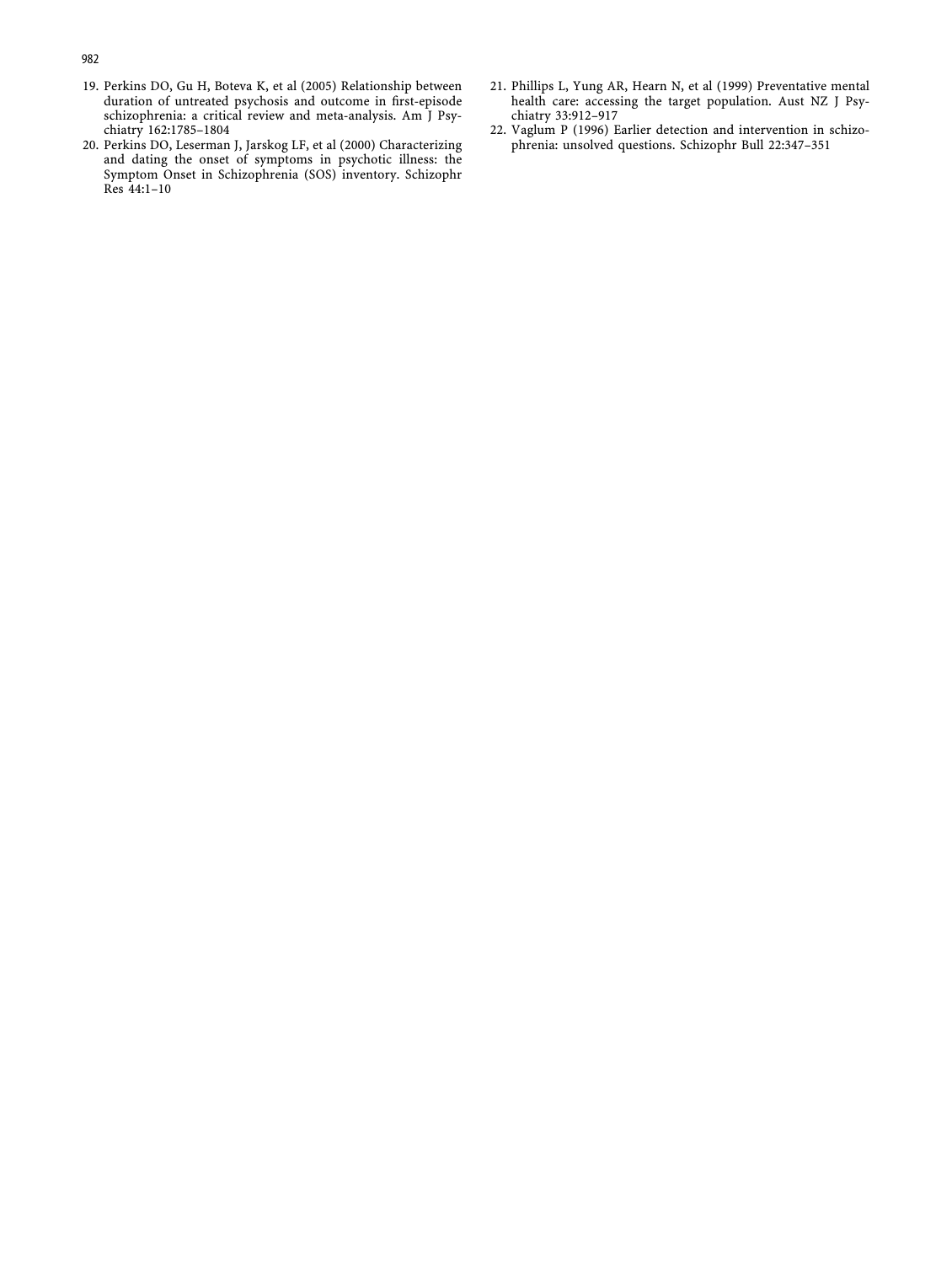19. Perkins DO, Gu H, Boteva K, et al (2005) Relationship between duration of untreated psychosis and outcome in first-episode schizophrenia: a critical review and meta-analysis. Am J Psychiatry 162:1785–1804
20. Perkins DO, Leserman J, Jarskog LF, et al (2000) Characterizing and dating the onset of symptoms in psychotic illness: the Symptom Onset in Schizophrenia (SOS) inventory. Schizophr Res 44:1–10
21. Phillips L, Yung AR, Hearn N, et al (1999) Preventative mental health care: accessing the target population. Aust NZ J Psychiatry 33:912–917
22. Vaglum P (1996) Earlier detection and intervention in schizophrenia: unsolved questions. Schizophr Bull 22:347–351